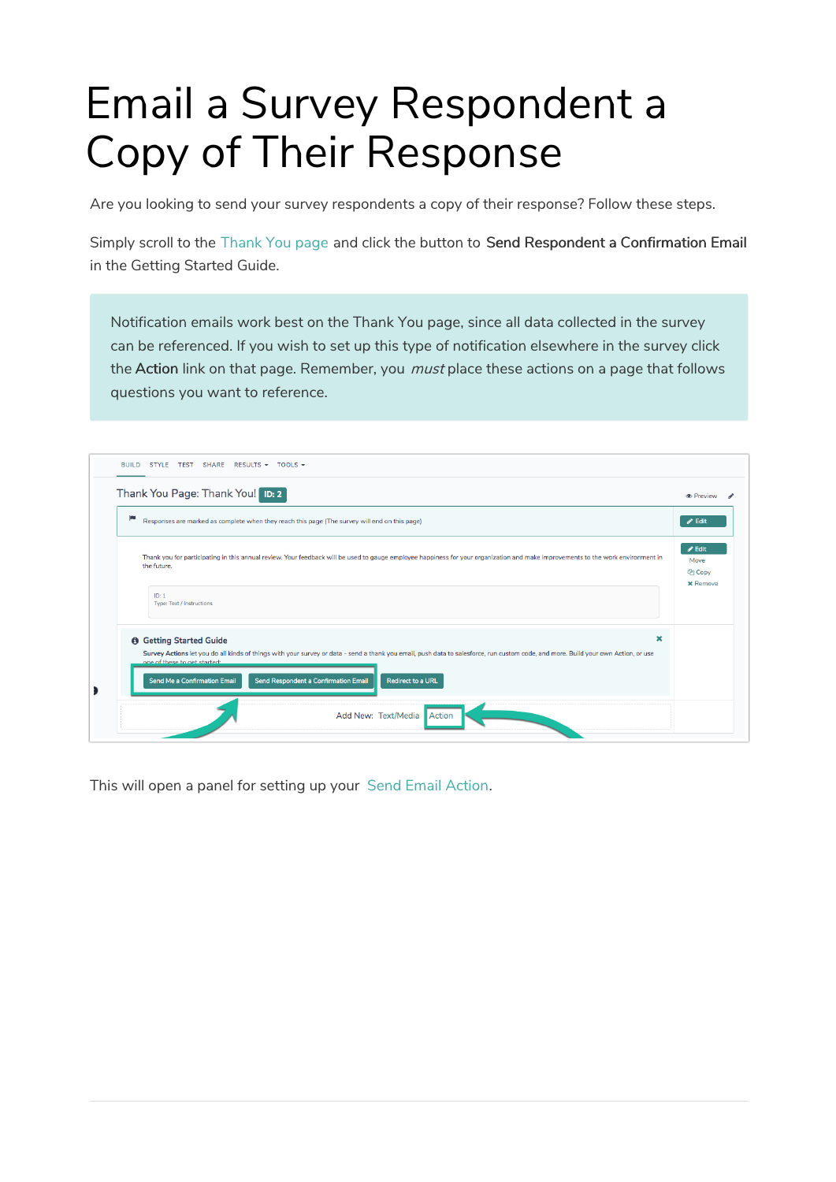# Email a Survey Respondent a Copy of Their Response

Are you looking to send your survey respondents a copy of their response? Follow these steps.

Simply scroll to the Thank You page and click the button to **Send Respondent a Confirmation Email** in the Getting Started Guide.

> Notification emails work best on the Thank You page, since all data collected in the survey can be referenced. If you wish to set up this type of notification elsewhere in the survey click the **Action** link on that page. Remember, you *must* place these actions on a page that follows questions you want to reference.

This will open a panel for setting up your Send Email Action.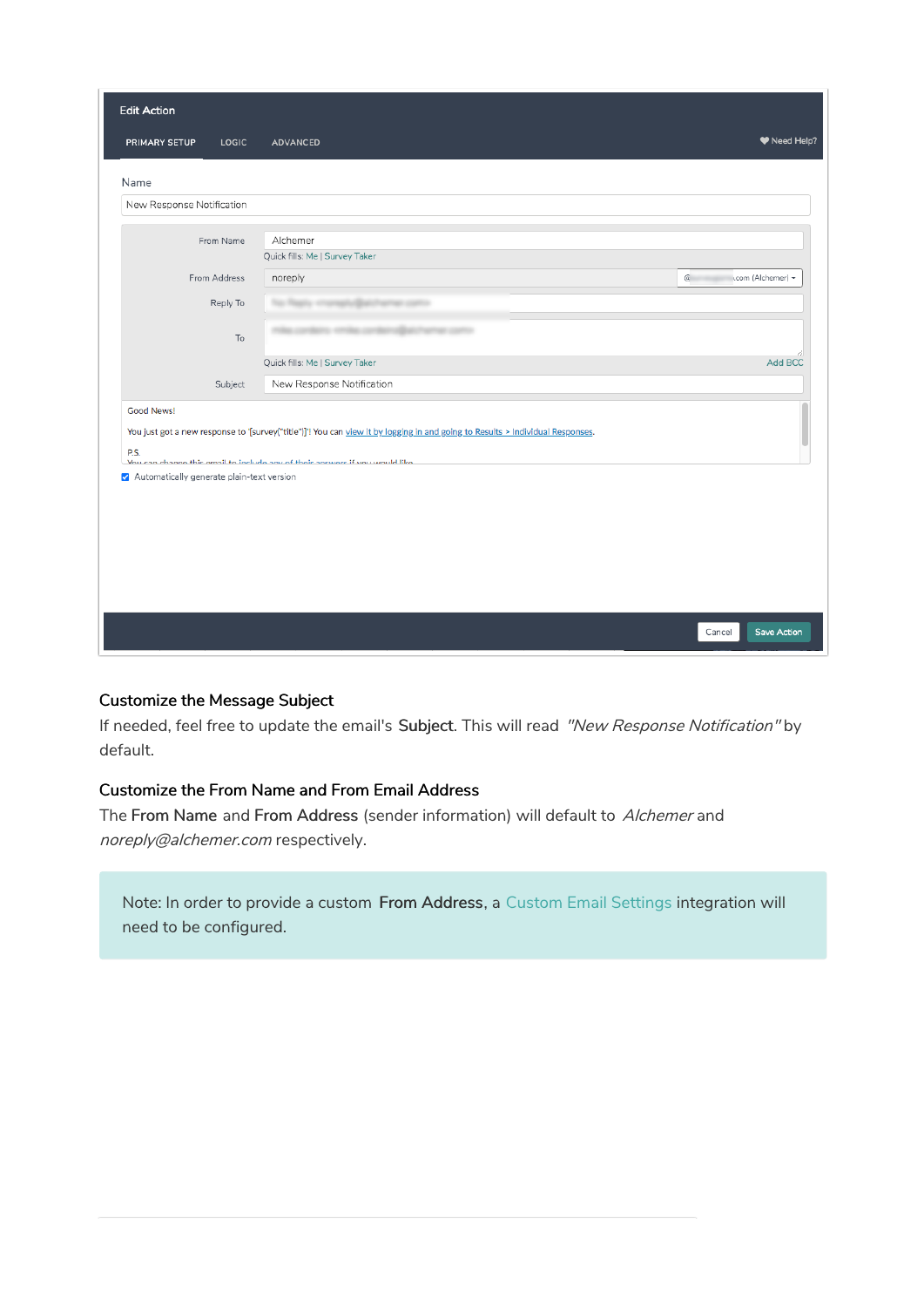### Customize the Message Subject

If needed, feel free to update the email's **Subject**. This will read *"New Response Notification"* by default.

### Customize the From Name and From Email Address

The **From Name** and **From Address** (sender information) will default to *Alchemer* and *noreply@alchemer.com* respectively.

> Note: In order to provide a custom **From Address**, a Custom Email Settings integration will need to be configured.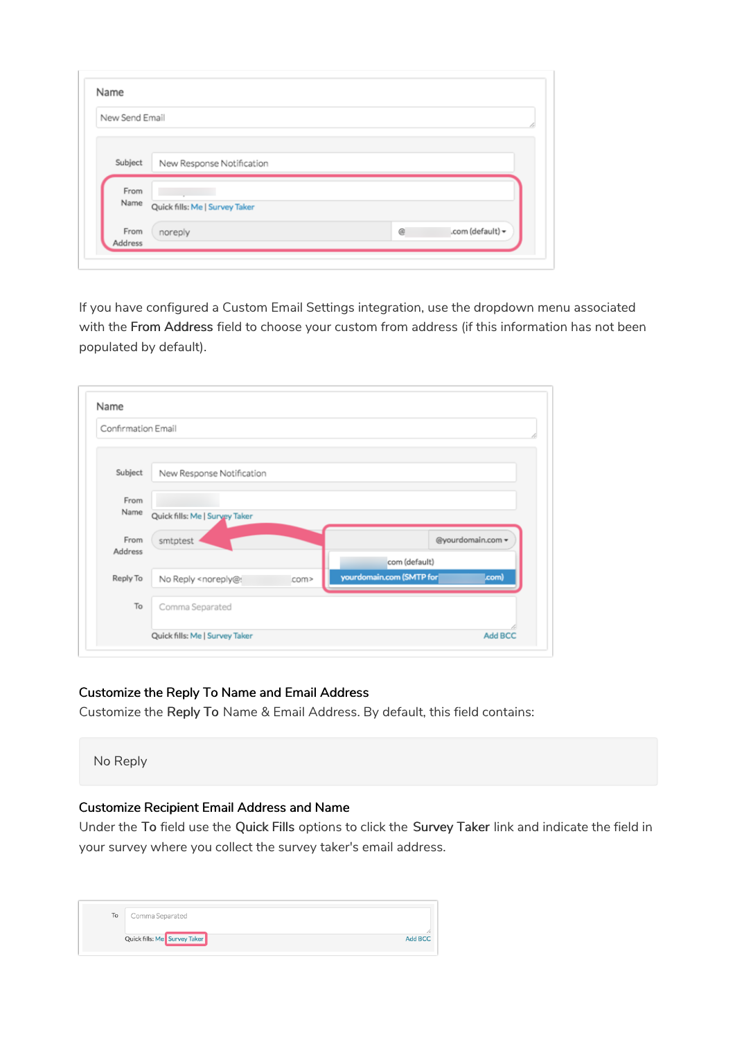If you have configured a Custom Email Settings integration, use the dropdown menu associated with the **From Address** field to choose your custom from address (if this information has not been populated by default).

### Customize the Reply To Name and Email Address

Customize the **Reply To** Name & Email Address. By default, this field contains:

```
No Reply
```

### Customize Recipient Email Address and Name

Under the **To** field use the **Quick Fills** options to click the **Survey Taker** link and indicate the field in your survey where you collect the survey taker's email address.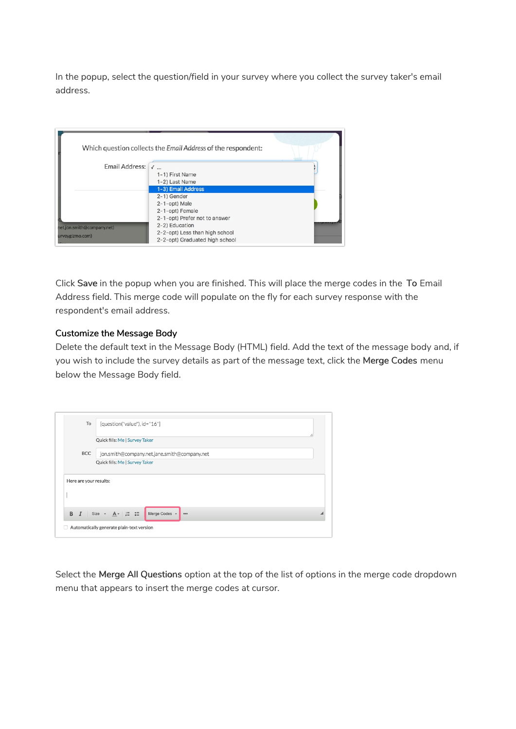In the popup, select the question/field in your survey where you collect the survey taker's email address.

Click **Save** in the popup when you are finished. This will place the merge codes in the **To** Email Address field. This merge code will populate on the fly for each survey response with the respondent's email address.

### Customize the Message Body

Delete the default text in the Message Body (HTML) field. Add the text of the message body and, if you wish to include the survey details as part of the message text, click the **Merge Codes** menu below the Message Body field.

Select the **Merge All Questions** option at the top of the list of options in the merge code dropdown menu that appears to insert the merge codes at cursor.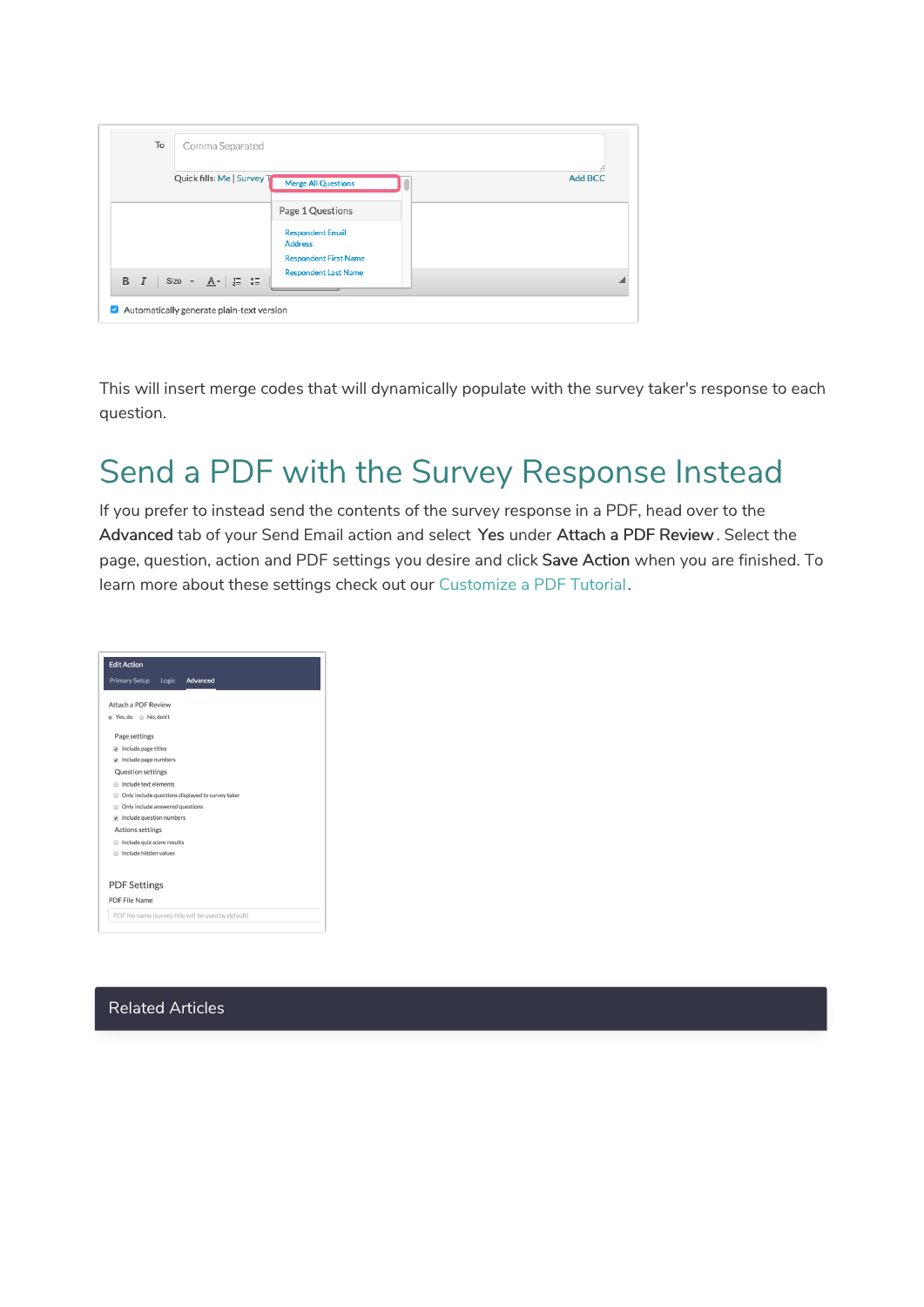This will insert merge codes that will dynamically populate with the survey taker's response to each question.

## Send a PDF with the Survey Response Instead

If you prefer to instead send the contents of the survey response in a PDF, head over to the **Advanced** tab of your Send Email action and select **Yes** under **Attach a PDF Review**. Select the page, question, action and PDF settings you desire and click **Save Action** when you are finished. To learn more about these settings check out our Customize a PDF Tutorial.

Related Articles